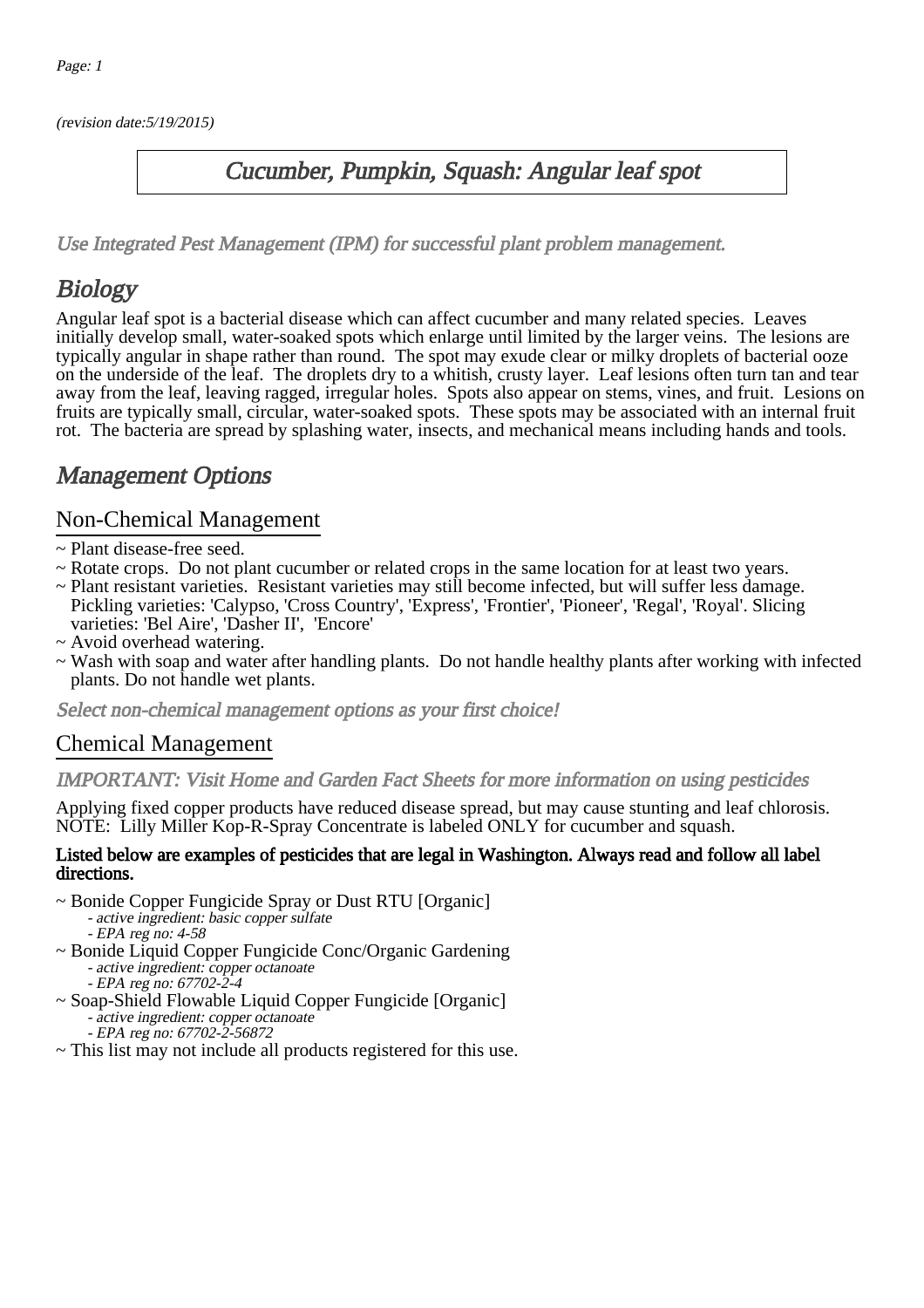(revision date:5/19/2015)

# Cucumber, Pumpkin, Squash: Angular leaf spot

*Use Integrated Pest Management (IPM) for successful plant problem management.*

## Biology

Angular leaf spot is a bacterial disease which can affect cucumber and many related species. Leaves initially develop small, water-soaked spots which enlarge until limited by the larger veins. The lesions are typically angular in shape rather than round. The spot may exude clear or milky droplets of bacterial ooze on the underside of the leaf. The droplets dry to a whitish, crusty layer. Leaf lesions often turn tan and tear away from the leaf, leaving ragged, irregular holes. Spots also appear on stems, vines, and fruit. Lesions on fruits are typically small, circular, water-soaked spots. These spots may be associated with an internal fruit rot. The bacteria are spread by splashing water, insects, and mechanical means including hands and tools.

## Management Options

### Non-Chemical Management

~ Plant disease-free seed.
~ Rotate crops. Do not plant cucumber or related crops in the same location for at least two years.
~ Plant resistant varieties. Resistant varieties may still become infected, but will suffer less damage. Pickling varieties: 'Calypso, 'Cross Country', 'Express', 'Frontier', 'Pioneer', 'Regal', 'Royal'. Slicing varieties: 'Bel Aire', 'Dasher II', 'Encore'
~ Avoid overhead watering.
~ Wash with soap and water after handling plants. Do not handle healthy plants after working with infected plants. Do not handle wet plants.

*Select non-chemical management options as your first choice!*

### Chemical Management

*IMPORTANT: Visit Home and Garden Fact Sheets for more information on using pesticides*

Applying fixed copper products have reduced disease spread, but may cause stunting and leaf chlorosis. NOTE: Lilly Miller Kop-R-Spray Concentrate is labeled ONLY for cucumber and squash.

**Listed below are examples of pesticides that are legal in Washington. Always read and follow all label directions.**

~ Bonide Copper Fungicide Spray or Dust RTU [Organic]
  - *active ingredient: basic copper sulfate*
  - *EPA reg no: 4-58*
~ Bonide Liquid Copper Fungicide Conc/Organic Gardening
  - *active ingredient: copper octanoate*
  - *EPA reg no: 67702-2-4*
~ Soap-Shield Flowable Liquid Copper Fungicide [Organic]
  - *active ingredient: copper octanoate*
  - *EPA reg no: 67702-2-56872*
~ This list may not include all products registered for this use.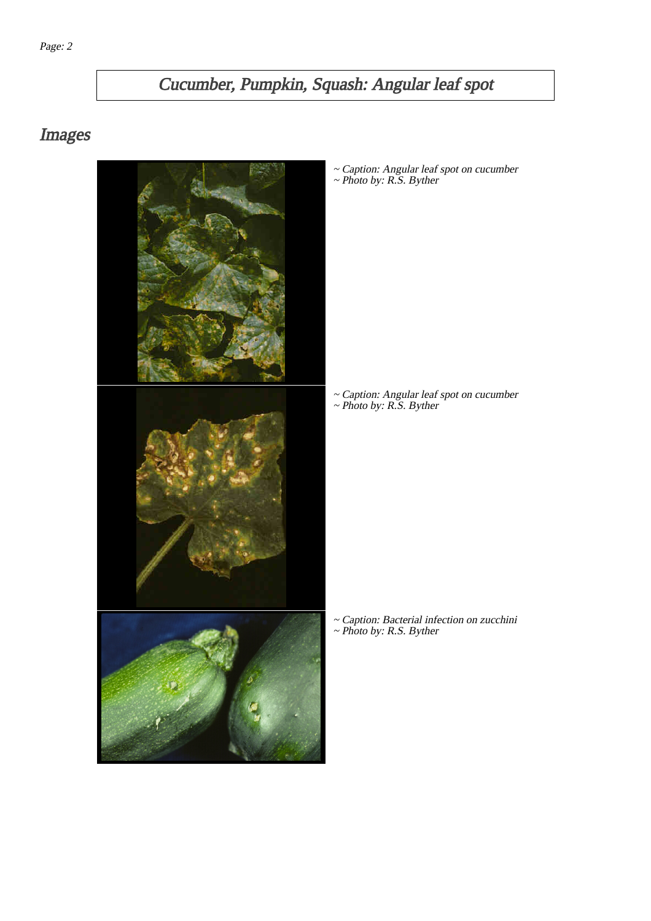# Cucumber, Pumpkin, Squash: Angular leaf spot

## Images

~ Caption: Angular leaf spot on cucumber
~ Photo by: R.S. Byther

~ Caption: Angular leaf spot on cucumber
~ Photo by: R.S. Byther

~ Caption: Bacterial infection on zucchini
~ Photo by: R.S. Byther